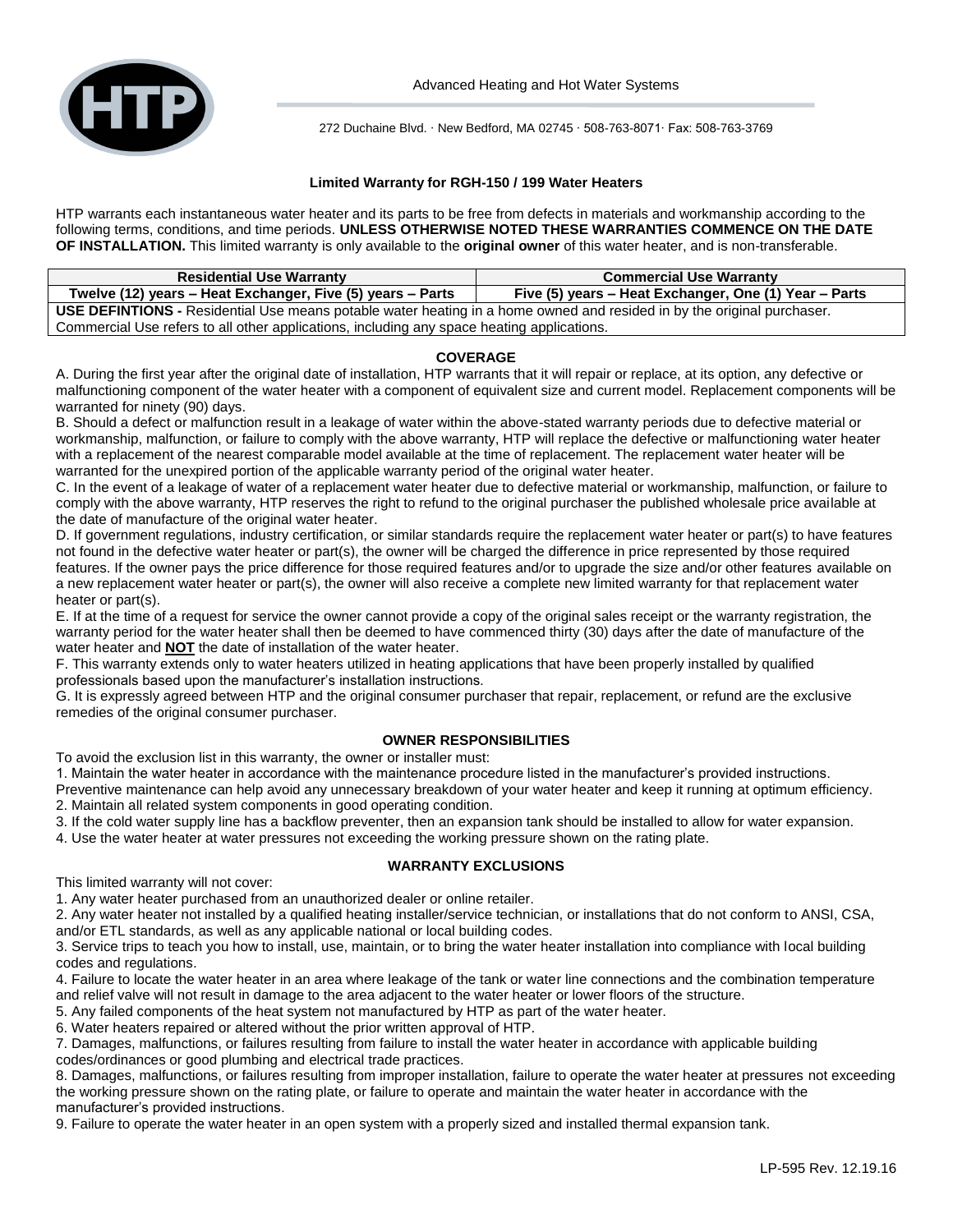Advanced Heating and Hot Water Systems

272 Duchaine Blvd. · New Bedford, MA 02745 · 508-763-8071· Fax: 508-763-3769

### Limited Warranty for RGH-150 / 199 Water Heaters

HTP warrants each instantaneous water heater and its parts to be free from defects in materials and workmanship according to the following terms, conditions, and time periods. **UNLESS OTHERWISE NOTED THESE WARRANTIES COMMENCE ON THE DATE OF INSTALLATION.** This limited warranty is only available to the **original owner** of this water heater, and is non-transferable.

| Residential Use Warranty | Commercial Use Warranty |
|---|---|
| Twelve (12) years – Heat Exchanger, Five (5) years – Parts | Five (5) years – Heat Exchanger, One (1) Year – Parts |
| **USE DEFINTIONS -** Residential Use means potable water heating in a home owned and resided in by the original purchaser. Commercial Use refers to all other applications, including any space heating applications. | |

### COVERAGE

A. During the first year after the original date of installation, HTP warrants that it will repair or replace, at its option, any defective or malfunctioning component of the water heater with a component of equivalent size and current model. Replacement components will be warranted for ninety (90) days.

B. Should a defect or malfunction result in a leakage of water within the above-stated warranty periods due to defective material or workmanship, malfunction, or failure to comply with the above warranty, HTP will replace the defective or malfunctioning water heater with a replacement of the nearest comparable model available at the time of replacement. The replacement water heater will be warranted for the unexpired portion of the applicable warranty period of the original water heater.

C. In the event of a leakage of water of a replacement water heater due to defective material or workmanship, malfunction, or failure to comply with the above warranty, HTP reserves the right to refund to the original purchaser the published wholesale price available at the date of manufacture of the original water heater.

D. If government regulations, industry certification, or similar standards require the replacement water heater or part(s) to have features not found in the defective water heater or part(s), the owner will be charged the difference in price represented by those required features. If the owner pays the price difference for those required features and/or to upgrade the size and/or other features available on a new replacement water heater or part(s), the owner will also receive a complete new limited warranty for that replacement water heater or part(s).

E. If at the time of a request for service the owner cannot provide a copy of the original sales receipt or the warranty registration, the warranty period for the water heater shall then be deemed to have commenced thirty (30) days after the date of manufacture of the water heater and **NOT** the date of installation of the water heater.

F. This warranty extends only to water heaters utilized in heating applications that have been properly installed by qualified professionals based upon the manufacturer's installation instructions.

G. It is expressly agreed between HTP and the original consumer purchaser that repair, replacement, or refund are the exclusive remedies of the original consumer purchaser.

### OWNER RESPONSIBILITIES

To avoid the exclusion list in this warranty, the owner or installer must:

1. Maintain the water heater in accordance with the maintenance procedure listed in the manufacturer's provided instructions. Preventive maintenance can help avoid any unnecessary breakdown of your water heater and keep it running at optimum efficiency.
2. Maintain all related system components in good operating condition.
3. If the cold water supply line has a backflow preventer, then an expansion tank should be installed to allow for water expansion.
4. Use the water heater at water pressures not exceeding the working pressure shown on the rating plate.

### WARRANTY EXCLUSIONS

This limited warranty will not cover:

1. Any water heater purchased from an unauthorized dealer or online retailer.
2. Any water heater not installed by a qualified heating installer/service technician, or installations that do not conform to ANSI, CSA, and/or ETL standards, as well as any applicable national or local building codes.
3. Service trips to teach you how to install, use, maintain, or to bring the water heater installation into compliance with local building codes and regulations.
4. Failure to locate the water heater in an area where leakage of the tank or water line connections and the combination temperature and relief valve will not result in damage to the area adjacent to the water heater or lower floors of the structure.
5. Any failed components of the heat system not manufactured by HTP as part of the water heater.
6. Water heaters repaired or altered without the prior written approval of HTP.
7. Damages, malfunctions, or failures resulting from failure to install the water heater in accordance with applicable building codes/ordinances or good plumbing and electrical trade practices.
8. Damages, malfunctions, or failures resulting from improper installation, failure to operate the water heater at pressures not exceeding the working pressure shown on the rating plate, or failure to operate and maintain the water heater in accordance with the manufacturer's provided instructions.
9. Failure to operate the water heater in an open system with a properly sized and installed thermal expansion tank.

LP-595 Rev. 12.19.16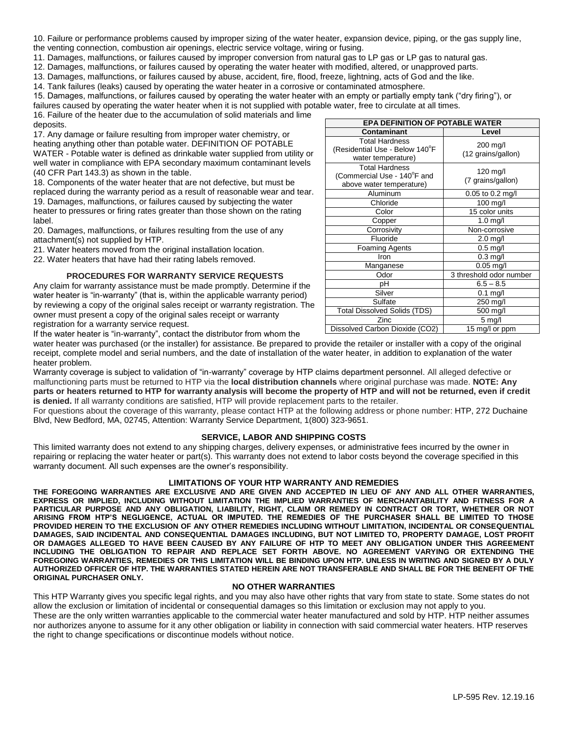10. Failure or performance problems caused by improper sizing of the water heater, expansion device, piping, or the gas supply line, the venting connection, combustion air openings, electric service voltage, wiring or fusing.
11. Damages, malfunctions, or failures caused by improper conversion from natural gas to LP gas or LP gas to natural gas.
12. Damages, malfunctions, or failures caused by operating the water heater with modified, altered, or unapproved parts.
13. Damages, malfunctions, or failures caused by abuse, accident, fire, flood, freeze, lightning, acts of God and the like.
14. Tank failures (leaks) caused by operating the water heater in a corrosive or contaminated atmosphere.
15. Damages, malfunctions, or failures caused by operating the water heater with an empty or partially empty tank ("dry firing"), or failures caused by operating the water heater when it is not supplied with potable water, free to circulate at all times.
16. Failure of the heater due to the accumulation of solid materials and lime deposits.
17. Any damage or failure resulting from improper water chemistry, or heating anything other than potable water. DEFINITION OF POTABLE WATER - Potable water is defined as drinkable water supplied from utility or well water in compliance with EPA secondary maximum contaminant levels (40 CFR Part 143.3) as shown in the table.
18. Components of the water heater that are not defective, but must be replaced during the warranty period as a result of reasonable wear and tear.
19. Damages, malfunctions, or failures caused by subjecting the water heater to pressures or firing rates greater than those shown on the rating label.
20. Damages, malfunctions, or failures resulting from the use of any attachment(s) not supplied by HTP.
21. Water heaters moved from the original installation location.
22. Water heaters that have had their rating labels removed.

| EPA DEFINITION OF POTABLE WATER | |
|---|---|
| **Contaminant** | **Level** |
| Total Hardness (Residential Use - Below 140°F water temperature) | 200 mg/l (12 grains/gallon) |
| Total Hardness (Commercial Use - 140°F and above water temperature) | 120 mg/l (7 grains/gallon) |
| Aluminum | 0.05 to 0.2 mg/l |
| Chloride | 100 mg/l |
| Color | 15 color units |
| Copper | 1.0 mg/l |
| Corrosivity | Non-corrosive |
| Fluoride | 2.0 mg/l |
| Foaming Agents | 0.5 mg/l |
| Iron | 0.3 mg/l |
| Manganese | 0.05 mg/l |
| Odor | 3 threshold odor number |
| pH | 6.5 – 8.5 |
| Silver | 0.1 mg/l |
| Sulfate | 250 mg/l |
| Total Dissolved Solids (TDS) | 500 mg/l |
| Zinc | 5 mg/l |
| Dissolved Carbon Dioxide (CO2) | 15 mg/l or ppm |

## PROCEDURES FOR WARRANTY SERVICE REQUESTS

Any claim for warranty assistance must be made promptly. Determine if the water heater is "in-warranty" (that is, within the applicable warranty period) by reviewing a copy of the original sales receipt or warranty registration. The owner must present a copy of the original sales receipt or warranty registration for a warranty service request.

If the water heater is "in-warranty", contact the distributor from whom the water heater was purchased (or the installer) for assistance. Be prepared to provide the retailer or installer with a copy of the original receipt, complete model and serial numbers, and the date of installation of the water heater, in addition to explanation of the water heater problem.

Warranty coverage is subject to validation of "in-warranty" coverage by HTP claims department personnel. All alleged defective or malfunctioning parts must be returned to HTP via the **local distribution channels** where original purchase was made. **NOTE: Any parts or heaters returned to HTP for warranty analysis will become the property of HTP and will not be returned, even if credit is denied.** If all warranty conditions are satisfied, HTP will provide replacement parts to the retailer.

For questions about the coverage of this warranty, please contact HTP at the following address or phone number: HTP, 272 Duchaine Blvd, New Bedford, MA, 02745, Attention: Warranty Service Department, 1(800) 323-9651.

## SERVICE, LABOR AND SHIPPING COSTS

This limited warranty does not extend to any shipping charges, delivery expenses, or administrative fees incurred by the owner in repairing or replacing the water heater or part(s). This warranty does not extend to labor costs beyond the coverage specified in this warranty document. All such expenses are the owner's responsibility.

## LIMITATIONS OF YOUR HTP WARRANTY AND REMEDIES

**THE FOREGOING WARRANTIES ARE EXCLUSIVE AND ARE GIVEN AND ACCEPTED IN LIEU OF ANY AND ALL OTHER WARRANTIES, EXPRESS OR IMPLIED, INCLUDING WITHOUT LIMITATION THE IMPLIED WARRANTIES OF MERCHANTABILITY AND FITNESS FOR A PARTICULAR PURPOSE AND ANY OBLIGATION, LIABILITY, RIGHT, CLAIM OR REMEDY IN CONTRACT OR TORT, WHETHER OR NOT ARISING FROM HTP'S NEGLIGENCE, ACTUAL OR IMPUTED. THE REMEDIES OF THE PURCHASER SHALL BE LIMITED TO THOSE PROVIDED HEREIN TO THE EXCLUSION OF ANY OTHER REMEDIES INCLUDING WITHOUT LIMITATION, INCIDENTAL OR CONSEQUENTIAL DAMAGES, SAID INCIDENTAL AND CONSEQUENTIAL DAMAGES INCLUDING, BUT NOT LIMITED TO, PROPERTY DAMAGE, LOST PROFIT OR DAMAGES ALLEGED TO HAVE BEEN CAUSED BY ANY FAILURE OF HTP TO MEET ANY OBLIGATION UNDER THIS AGREEMENT INCLUDING THE OBLIGATION TO REPAIR AND REPLACE SET FORTH ABOVE. NO AGREEMENT VARYING OR EXTENDING THE FOREGOING WARRANTIES, REMEDIES OR THIS LIMITATION WILL BE BINDING UPON HTP. UNLESS IN WRITING AND SIGNED BY A DULY AUTHORIZED OFFICER OF HTP. THE WARRANTIES STATED HEREIN ARE NOT TRANSFERABLE AND SHALL BE FOR THE BENEFIT OF THE ORIGINAL PURCHASER ONLY.**

## NO OTHER WARRANTIES

This HTP Warranty gives you specific legal rights, and you may also have other rights that vary from state to state. Some states do not allow the exclusion or limitation of incidental or consequential damages so this limitation or exclusion may not apply to you.

These are the only written warranties applicable to the commercial water heater manufactured and sold by HTP. HTP neither assumes nor authorizes anyone to assume for it any other obligation or liability in connection with said commercial water heaters. HTP reserves the right to change specifications or discontinue models without notice.

LP-595 Rev. 12.19.16